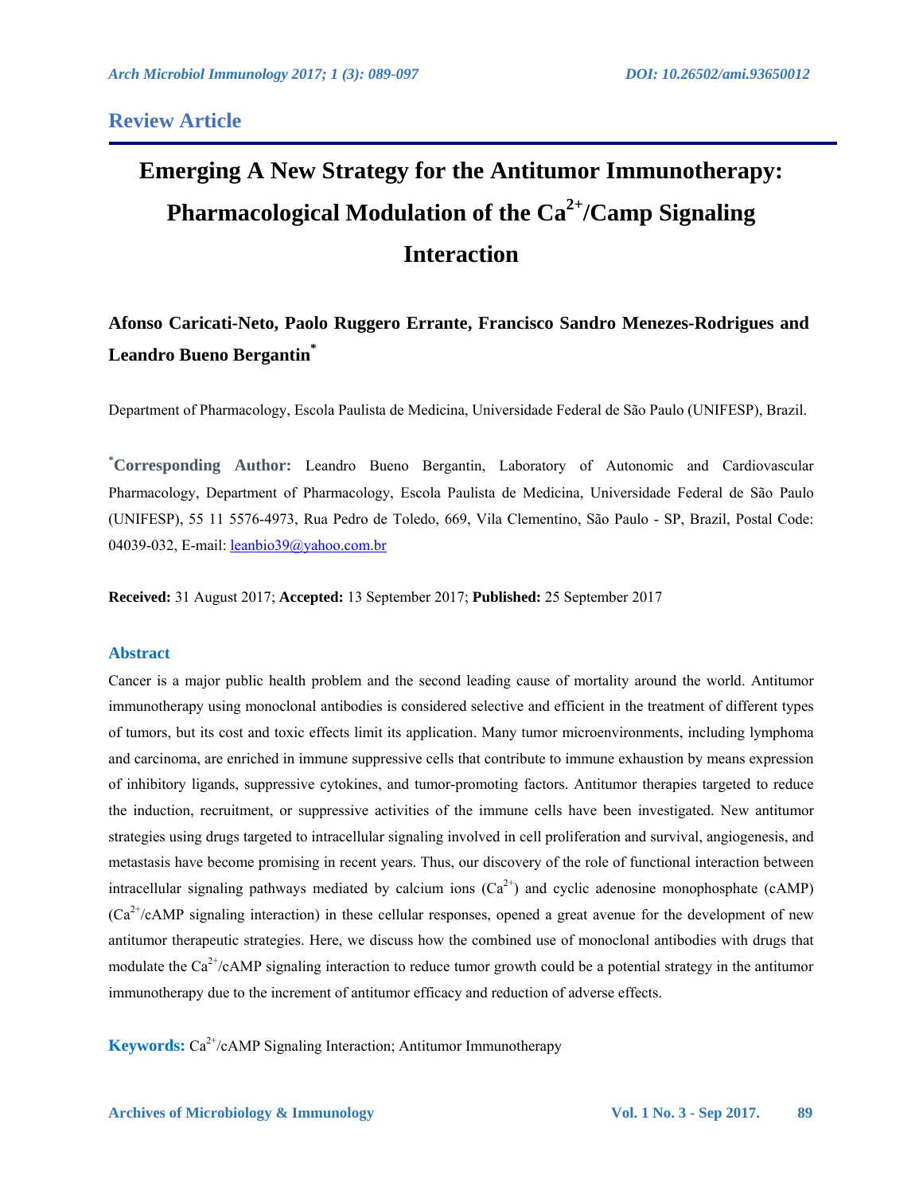## Review Article

# Emerging A New Strategy for the Antitumor Immunotherapy: Pharmacological Modulation of the $Ca^{2+}$/Camp Signaling Interaction

**Afonso Caricati-Neto, Paolo Ruggero Errante, Francisco Sandro Menezes-Rodrigues and Leandro Bueno Bergantin[*]**

Department of Pharmacology, Escola Paulista de Medicina, Universidade Federal de São Paulo (UNIFESP), Brazil.

[*]**Corresponding Author:** Leandro Bueno Bergantin, Laboratory of Autonomic and Cardiovascular Pharmacology, Department of Pharmacology, Escola Paulista de Medicina, Universidade Federal de São Paulo (UNIFESP), 55 11 5576-4973, Rua Pedro de Toledo, 669, Vila Clementino, São Paulo - SP, Brazil, Postal Code: 04039-032, E-mail: leanbio39@yahoo.com.br

**Received:** 31 August 2017; **Accepted:** 13 September 2017; **Published:** 25 September 2017

### Abstract

Cancer is a major public health problem and the second leading cause of mortality around the world. Antitumor immunotherapy using monoclonal antibodies is considered selective and efficient in the treatment of different types of tumors, but its cost and toxic effects limit its application. Many tumor microenvironments, including lymphoma and carcinoma, are enriched in immune suppressive cells that contribute to immune exhaustion by means expression of inhibitory ligands, suppressive cytokines, and tumor-promoting factors. Antitumor therapies targeted to reduce the induction, recruitment, or suppressive activities of the immune cells have been investigated. New antitumor strategies using drugs targeted to intracellular signaling involved in cell proliferation and survival, angiogenesis, and metastasis have become promising in recent years. Thus, our discovery of the role of functional interaction between intracellular signaling pathways mediated by calcium ions ($Ca^{2+}$) and cyclic adenosine monophosphate (cAMP) ($Ca^{2+}$/cAMP signaling interaction) in these cellular responses, opened a great avenue for the development of new antitumor therapeutic strategies. Here, we discuss how the combined use of monoclonal antibodies with drugs that modulate the $Ca^{2+}$/cAMP signaling interaction to reduce tumor growth could be a potential strategy in the antitumor immunotherapy due to the increment of antitumor efficacy and reduction of adverse effects.

**Keywords:** $Ca^{2+}$/cAMP Signaling Interaction; Antitumor Immunotherapy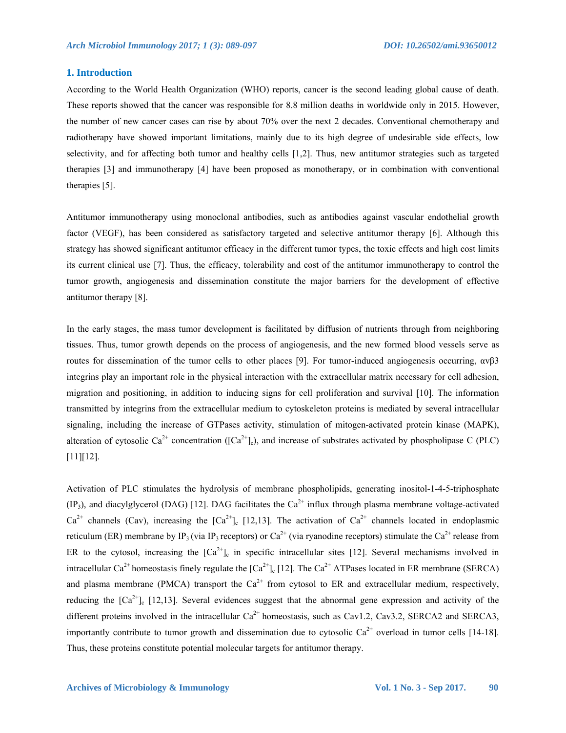## 1. Introduction

According to the World Health Organization (WHO) reports, cancer is the second leading global cause of death. These reports showed that the cancer was responsible for 8.8 million deaths in worldwide only in 2015. However, the number of new cancer cases can rise by about 70% over the next 2 decades. Conventional chemotherapy and radiotherapy have showed important limitations, mainly due to its high degree of undesirable side effects, low selectivity, and for affecting both tumor and healthy cells [1,2]. Thus, new antitumor strategies such as targeted therapies [3] and immunotherapy [4] have been proposed as monotherapy, or in combination with conventional therapies [5].

Antitumor immunotherapy using monoclonal antibodies, such as antibodies against vascular endothelial growth factor (VEGF), has been considered as satisfactory targeted and selective antitumor therapy [6]. Although this strategy has showed significant antitumor efficacy in the different tumor types, the toxic effects and high cost limits its current clinical use [7]. Thus, the efficacy, tolerability and cost of the antitumor immunotherapy to control the tumor growth, angiogenesis and dissemination constitute the major barriers for the development of effective antitumor therapy [8].

In the early stages, the mass tumor development is facilitated by diffusion of nutrients through from neighboring tissues. Thus, tumor growth depends on the process of angiogenesis, and the new formed blood vessels serve as routes for dissemination of the tumor cells to other places [9]. For tumor-induced angiogenesis occurring, αvβ3 integrins play an important role in the physical interaction with the extracellular matrix necessary for cell adhesion, migration and positioning, in addition to inducing signs for cell proliferation and survival [10]. The information transmitted by integrins from the extracellular medium to cytoskeleton proteins is mediated by several intracellular signaling, including the increase of GTPases activity, stimulation of mitogen-activated protein kinase (MAPK), alteration of cytosolic $Ca^{2+}$ concentration ($[Ca^{2+}]_c$), and increase of substrates activated by phospholipase C (PLC) [11][12].

Activation of PLC stimulates the hydrolysis of membrane phospholipids, generating inositol-1-4-5-triphosphate ($IP_3$), and diacylglycerol (DAG) [12]. DAG facilitates the $Ca^{2+}$ influx through plasma membrane voltage-activated $Ca^{2+}$ channels (Cav), increasing the $[Ca^{2+}]_c$ [12,13]. The activation of $Ca^{2+}$ channels located in endoplasmic reticulum (ER) membrane by $IP_3$ (via $IP_3$ receptors) or $Ca^{2+}$ (via ryanodine receptors) stimulate the $Ca^{2+}$ release from ER to the cytosol, increasing the $[Ca^{2+}]_c$ in specific intracellular sites [12]. Several mechanisms involved in intracellular $Ca^{2+}$ homeostasis finely regulate the $[Ca^{2+}]_c$ [12]. The $Ca^{2+}$ ATPases located in ER membrane (SERCA) and plasma membrane (PMCA) transport the $Ca^{2+}$ from cytosol to ER and extracellular medium, respectively, reducing the $[Ca^{2+}]_c$ [12,13]. Several evidences suggest that the abnormal gene expression and activity of the different proteins involved in the intracellular $Ca^{2+}$ homeostasis, such as Cav1.2, Cav3.2, SERCA2 and SERCA3, importantly contribute to tumor growth and dissemination due to cytosolic $Ca^{2+}$ overload in tumor cells [14-18]. Thus, these proteins constitute potential molecular targets for antitumor therapy.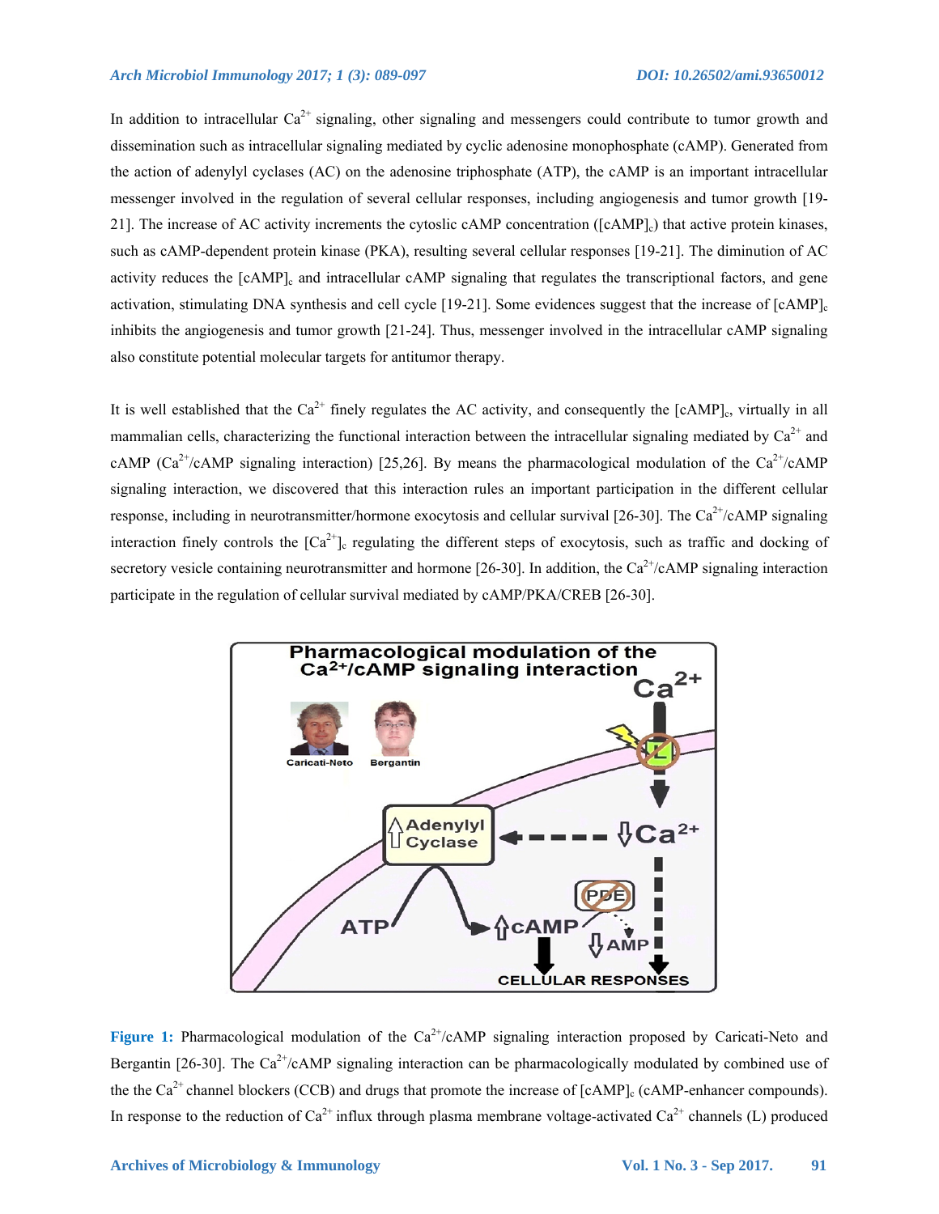In addition to intracellular $Ca^{2+}$ signaling, other signaling and messengers could contribute to tumor growth and dissemination such as intracellular signaling mediated by cyclic adenosine monophosphate (cAMP). Generated from the action of adenylyl cyclases (AC) on the adenosine triphosphate (ATP), the cAMP is an important intracellular messenger involved in the regulation of several cellular responses, including angiogenesis and tumor growth [19-21]. The increase of AC activity increments the cytosolic cAMP concentration ($[cAMP]_c$) that active protein kinases, such as cAMP-dependent protein kinase (PKA), resulting several cellular responses [19-21]. The diminution of AC activity reduces the $[cAMP]_c$ and intracellular cAMP signaling that regulates the transcriptional factors, and gene activation, stimulating DNA synthesis and cell cycle [19-21]. Some evidences suggest that the increase of $[cAMP]_c$ inhibits the angiogenesis and tumor growth [21-24]. Thus, messenger involved in the intracellular cAMP signaling also constitute potential molecular targets for antitumor therapy.

It is well established that the $Ca^{2+}$ finely regulates the AC activity, and consequently the $[cAMP]_c$, virtually in all mammalian cells, characterizing the functional interaction between the intracellular signaling mediated by $Ca^{2+}$ and cAMP ($Ca^{2+}$/cAMP signaling interaction) [25,26]. By means the pharmacological modulation of the $Ca^{2+}$/cAMP signaling interaction, we discovered that this interaction rules an important participation in the different cellular response, including in neurotransmitter/hormone exocytosis and cellular survival [26-30]. The $Ca^{2+}$/cAMP signaling interaction finely controls the $[Ca^{2+}]_c$ regulating the different steps of exocytosis, such as traffic and docking of secretory vesicle containing neurotransmitter and hormone [26-30]. In addition, the $Ca^{2+}$/cAMP signaling interaction participate in the regulation of cellular survival mediated by cAMP/PKA/CREB [26-30].

**Figure 1:** Pharmacological modulation of the $Ca^{2+}$/cAMP signaling interaction proposed by Caricati-Neto and Bergantin [26-30]. The $Ca^{2+}$/cAMP signaling interaction can be pharmacologically modulated by combined use of the the $Ca^{2+}$ channel blockers (CCB) and drugs that promote the increase of $[cAMP]_c$ (cAMP-enhancer compounds). In response to the reduction of $Ca^{2+}$ influx through plasma membrane voltage-activated $Ca^{2+}$ channels (L) produced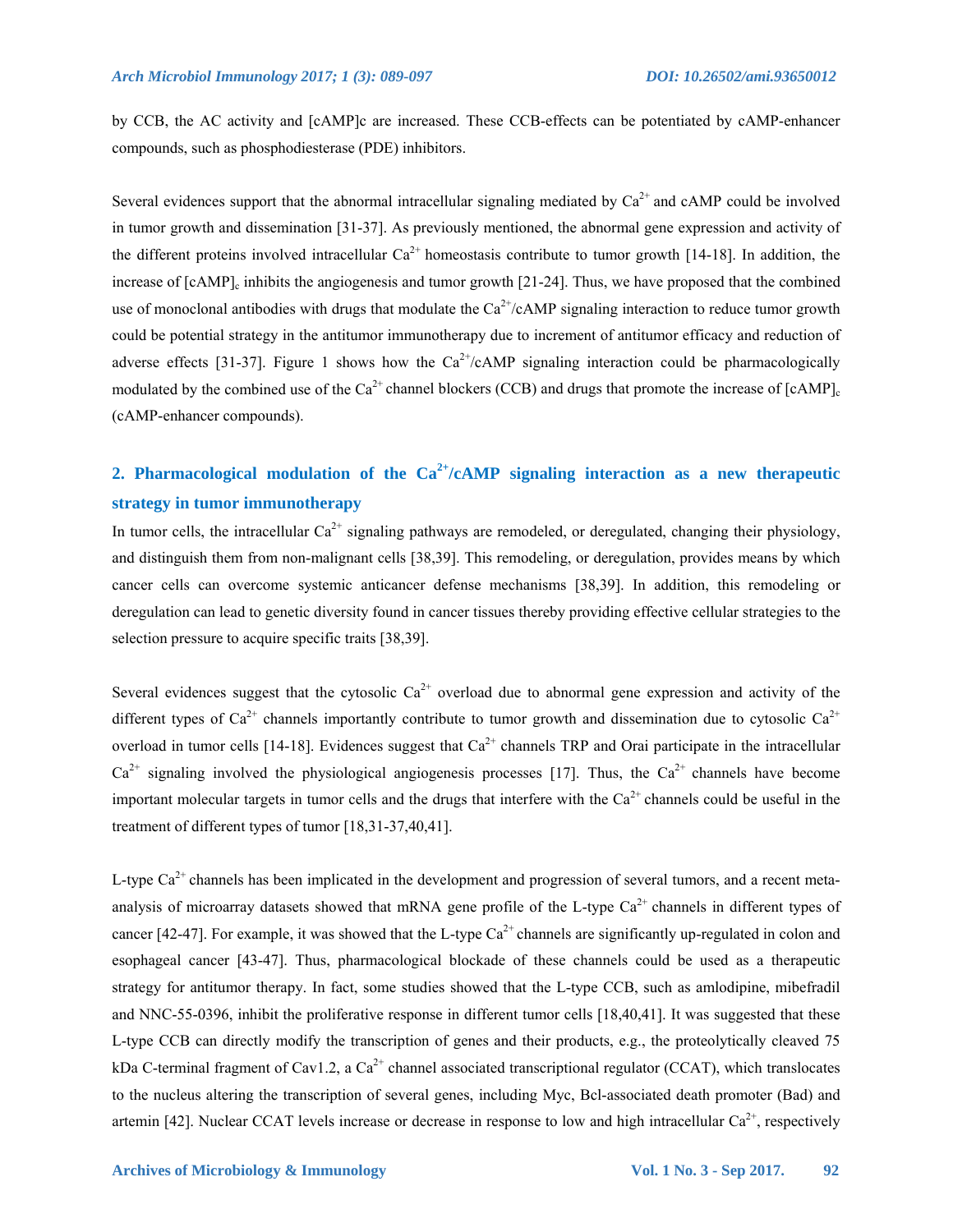by CCB, the AC activity and [cAMP]c are increased. These CCB-effects can be potentiated by cAMP-enhancer compounds, such as phosphodiesterase (PDE) inhibitors.

Several evidences support that the abnormal intracellular signaling mediated by $Ca^{2+}$ and cAMP could be involved in tumor growth and dissemination [31-37]. As previously mentioned, the abnormal gene expression and activity of the different proteins involved intracellular $Ca^{2+}$ homeostasis contribute to tumor growth [14-18]. In addition, the increase of $[cAMP]_c$ inhibits the angiogenesis and tumor growth [21-24]. Thus, we have proposed that the combined use of monoclonal antibodies with drugs that modulate the $Ca^{2+}$/cAMP signaling interaction to reduce tumor growth could be potential strategy in the antitumor immunotherapy due to increment of antitumor efficacy and reduction of adverse effects [31-37]. Figure 1 shows how the $Ca^{2+}$/cAMP signaling interaction could be pharmacologically modulated by the combined use of the $Ca^{2+}$ channel blockers (CCB) and drugs that promote the increase of $[cAMP]_c$ (cAMP-enhancer compounds).

## 2. Pharmacological modulation of the $Ca^{2+}$/cAMP signaling interaction as a new therapeutic strategy in tumor immunotherapy

In tumor cells, the intracellular $Ca^{2+}$ signaling pathways are remodeled, or deregulated, changing their physiology, and distinguish them from non-malignant cells [38,39]. This remodeling, or deregulation, provides means by which cancer cells can overcome systemic anticancer defense mechanisms [38,39]. In addition, this remodeling or deregulation can lead to genetic diversity found in cancer tissues thereby providing effective cellular strategies to the selection pressure to acquire specific traits [38,39].

Several evidences suggest that the cytosolic $Ca^{2+}$ overload due to abnormal gene expression and activity of the different types of $Ca^{2+}$ channels importantly contribute to tumor growth and dissemination due to cytosolic $Ca^{2+}$ overload in tumor cells [14-18]. Evidences suggest that $Ca^{2+}$ channels TRP and Orai participate in the intracellular $Ca^{2+}$ signaling involved the physiological angiogenesis processes [17]. Thus, the $Ca^{2+}$ channels have become important molecular targets in tumor cells and the drugs that interfere with the $Ca^{2+}$ channels could be useful in the treatment of different types of tumor [18,31-37,40,41].

L-type $Ca^{2+}$ channels has been implicated in the development and progression of several tumors, and a recent meta-analysis of microarray datasets showed that mRNA gene profile of the L-type $Ca^{2+}$ channels in different types of cancer [42-47]. For example, it was showed that the L-type $Ca^{2+}$ channels are significantly up-regulated in colon and esophageal cancer [43-47]. Thus, pharmacological blockade of these channels could be used as a therapeutic strategy for antitumor therapy. In fact, some studies showed that the L-type CCB, such as amlodipine, mibefradil and NNC-55-0396, inhibit the proliferative response in different tumor cells [18,40,41]. It was suggested that these L-type CCB can directly modify the transcription of genes and their products, e.g., the proteolytically cleaved 75 kDa C-terminal fragment of Cav1.2, a $Ca^{2+}$ channel associated transcriptional regulator (CCAT), which translocates to the nucleus altering the transcription of several genes, including Myc, Bcl-associated death promoter (Bad) and artemin [42]. Nuclear CCAT levels increase or decrease in response to low and high intracellular $Ca^{2+}$, respectively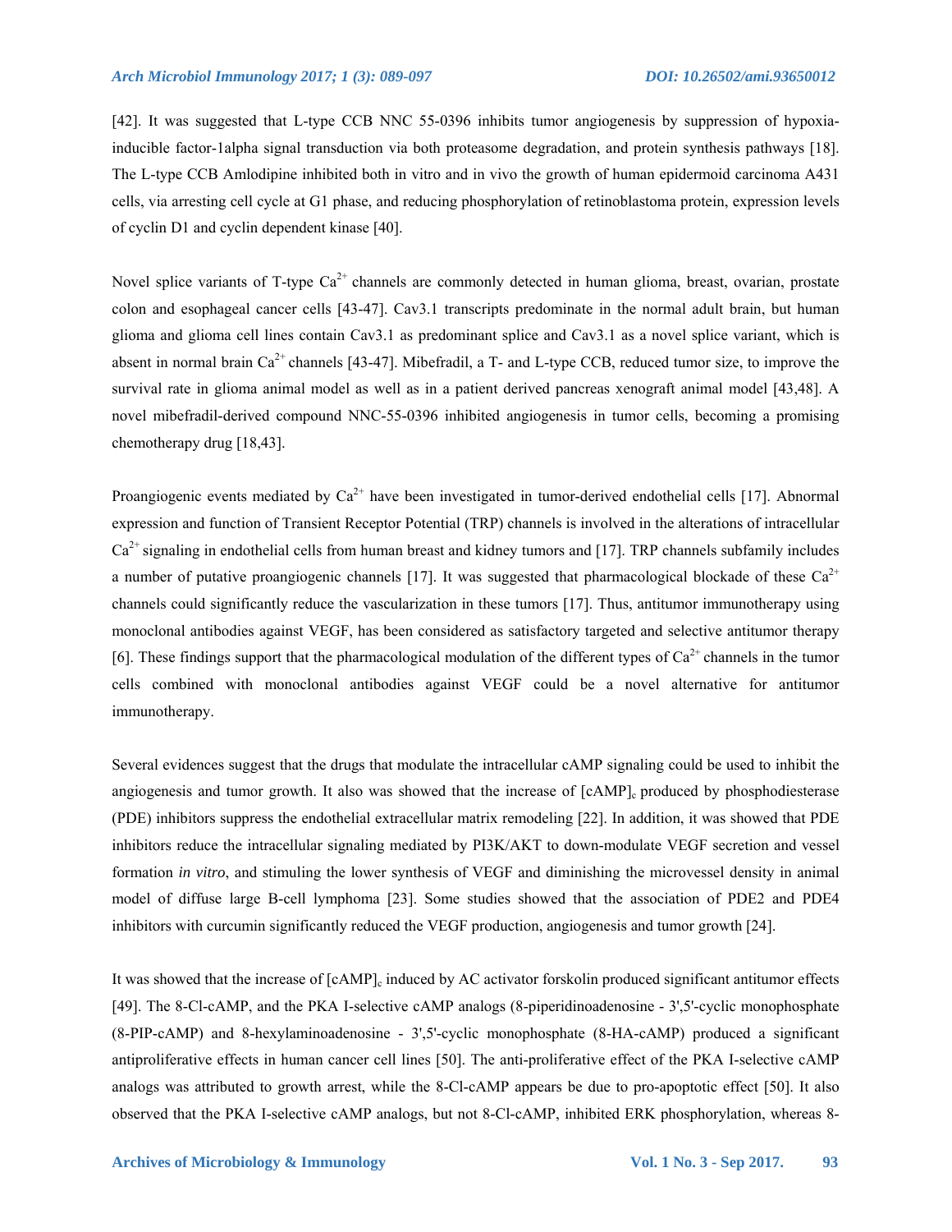[42]. It was suggested that L-type CCB NNC 55-0396 inhibits tumor angiogenesis by suppression of hypoxia-inducible factor-1alpha signal transduction via both proteasome degradation, and protein synthesis pathways [18]. The L-type CCB Amlodipine inhibited both in vitro and in vivo the growth of human epidermoid carcinoma A431 cells, via arresting cell cycle at G1 phase, and reducing phosphorylation of retinoblastoma protein, expression levels of cyclin D1 and cyclin dependent kinase [40].

Novel splice variants of T-type $Ca^{2+}$ channels are commonly detected in human glioma, breast, ovarian, prostate colon and esophageal cancer cells [43-47]. Cav3.1 transcripts predominate in the normal adult brain, but human glioma and glioma cell lines contain Cav3.1 as predominant splice and Cav3.1 as a novel splice variant, which is absent in normal brain $Ca^{2+}$ channels [43-47]. Mibefradil, a T- and L-type CCB, reduced tumor size, to improve the survival rate in glioma animal model as well as in a patient derived pancreas xenograft animal model [43,48]. A novel mibefradil-derived compound NNC-55-0396 inhibited angiogenesis in tumor cells, becoming a promising chemotherapy drug [18,43].

Proangiogenic events mediated by $Ca^{2+}$ have been investigated in tumor-derived endothelial cells [17]. Abnormal expression and function of Transient Receptor Potential (TRP) channels is involved in the alterations of intracellular $Ca^{2+}$ signaling in endothelial cells from human breast and kidney tumors and [17]. TRP channels subfamily includes a number of putative proangiogenic channels [17]. It was suggested that pharmacological blockade of these $Ca^{2+}$ channels could significantly reduce the vascularization in these tumors [17]. Thus, antitumor immunotherapy using monoclonal antibodies against VEGF, has been considered as satisfactory targeted and selective antitumor therapy [6]. These findings support that the pharmacological modulation of the different types of $Ca^{2+}$ channels in the tumor cells combined with monoclonal antibodies against VEGF could be a novel alternative for antitumor immunotherapy.

Several evidences suggest that the drugs that modulate the intracellular cAMP signaling could be used to inhibit the angiogenesis and tumor growth. It also was showed that the increase of $[cAMP]_c$ produced by phosphodiesterase (PDE) inhibitors suppress the endothelial extracellular matrix remodeling [22]. In addition, it was showed that PDE inhibitors reduce the intracellular signaling mediated by PI3K/AKT to down-modulate VEGF secretion and vessel formation *in vitro*, and stimuling the lower synthesis of VEGF and diminishing the microvessel density in animal model of diffuse large B-cell lymphoma [23]. Some studies showed that the association of PDE2 and PDE4 inhibitors with curcumin significantly reduced the VEGF production, angiogenesis and tumor growth [24].

It was showed that the increase of $[cAMP]_c$ induced by AC activator forskolin produced significant antitumor effects [49]. The 8-Cl-cAMP, and the PKA I-selective cAMP analogs (8-piperidinoadenosine - 3',5'-cyclic monophosphate (8-PIP-cAMP) and 8-hexylaminoadenosine - 3',5'-cyclic monophosphate (8-HA-cAMP) produced a significant antiproliferative effects in human cancer cell lines [50]. The anti-proliferative effect of the PKA I-selective cAMP analogs was attributed to growth arrest, while the 8-Cl-cAMP appears be due to pro-apoptotic effect [50]. It also observed that the PKA I-selective cAMP analogs, but not 8-Cl-cAMP, inhibited ERK phosphorylation, whereas 8-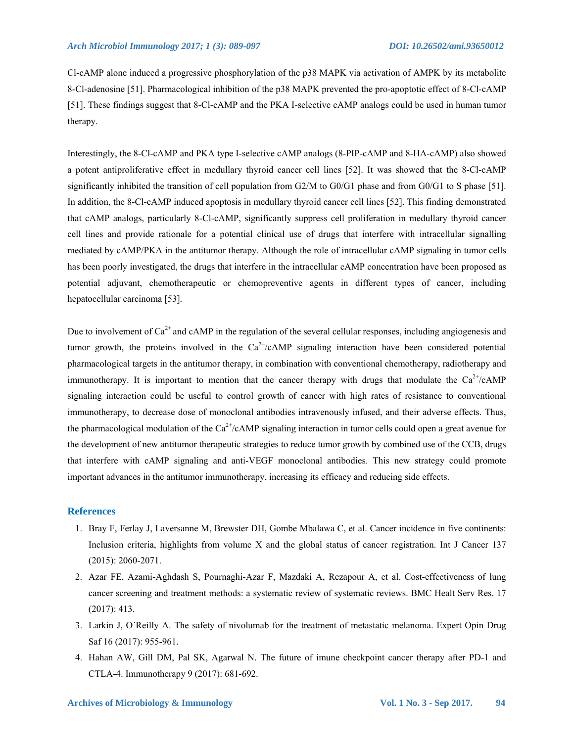Cl-cAMP alone induced a progressive phosphorylation of the p38 MAPK via activation of AMPK by its metabolite 8-Cl-adenosine [51]. Pharmacological inhibition of the p38 MAPK prevented the pro-apoptotic effect of 8-Cl-cAMP [51]. These findings suggest that 8-Cl-cAMP and the PKA I-selective cAMP analogs could be used in human tumor therapy.

Interestingly, the 8-Cl-cAMP and PKA type I-selective cAMP analogs (8-PIP-cAMP and 8-HA-cAMP) also showed a potent antiproliferative effect in medullary thyroid cancer cell lines [52]. It was showed that the 8-Cl-cAMP significantly inhibited the transition of cell population from G2/M to G0/G1 phase and from G0/G1 to S phase [51]. In addition, the 8-Cl-cAMP induced apoptosis in medullary thyroid cancer cell lines [52]. This finding demonstrated that cAMP analogs, particularly 8-Cl-cAMP, significantly suppress cell proliferation in medullary thyroid cancer cell lines and provide rationale for a potential clinical use of drugs that interfere with intracellular signalling mediated by cAMP/PKA in the antitumor therapy. Although the role of intracellular cAMP signaling in tumor cells has been poorly investigated, the drugs that interfere in the intracellular cAMP concentration have been proposed as potential adjuvant, chemotherapeutic or chemopreventive agents in different types of cancer, including hepatocellular carcinoma [53].

Due to involvement of $Ca^{2+}$ and cAMP in the regulation of the several cellular responses, including angiogenesis and tumor growth, the proteins involved in the $Ca^{2+}$/cAMP signaling interaction have been considered potential pharmacological targets in the antitumor therapy, in combination with conventional chemotherapy, radiotherapy and immunotherapy. It is important to mention that the cancer therapy with drugs that modulate the $Ca^{2+}$/cAMP signaling interaction could be useful to control growth of cancer with high rates of resistance to conventional immunotherapy, to decrease dose of monoclonal antibodies intravenously infused, and their adverse effects. Thus, the pharmacological modulation of the $Ca^{2+}$/cAMP signaling interaction in tumor cells could open a great avenue for the development of new antitumor therapeutic strategies to reduce tumor growth by combined use of the CCB, drugs that interfere with cAMP signaling and anti-VEGF monoclonal antibodies. This new strategy could promote important advances in the antitumor immunotherapy, increasing its efficacy and reducing side effects.

## References

1. Bray F, Ferlay J, Laversanne M, Brewster DH, Gombe Mbalawa C, et al. Cancer incidence in five continents: Inclusion criteria, highlights from volume X and the global status of cancer registration. Int J Cancer 137 (2015): 2060-2071.
2. Azar FE, Azami-Aghdash S, Pournaghi-Azar F, Mazdaki A, Rezapour A, et al. Cost-effectiveness of lung cancer screening and treatment methods: a systematic review of systematic reviews. BMC Healt Serv Res. 17 (2017): 413.
3. Larkin J, O´Reilly A. The safety of nivolumab for the treatment of metastatic melanoma. Expert Opin Drug Saf 16 (2017): 955-961.
4. Hahan AW, Gill DM, Pal SK, Agarwal N. The future of imune checkpoint cancer therapy after PD-1 and CTLA-4. Immunotherapy 9 (2017): 681-692.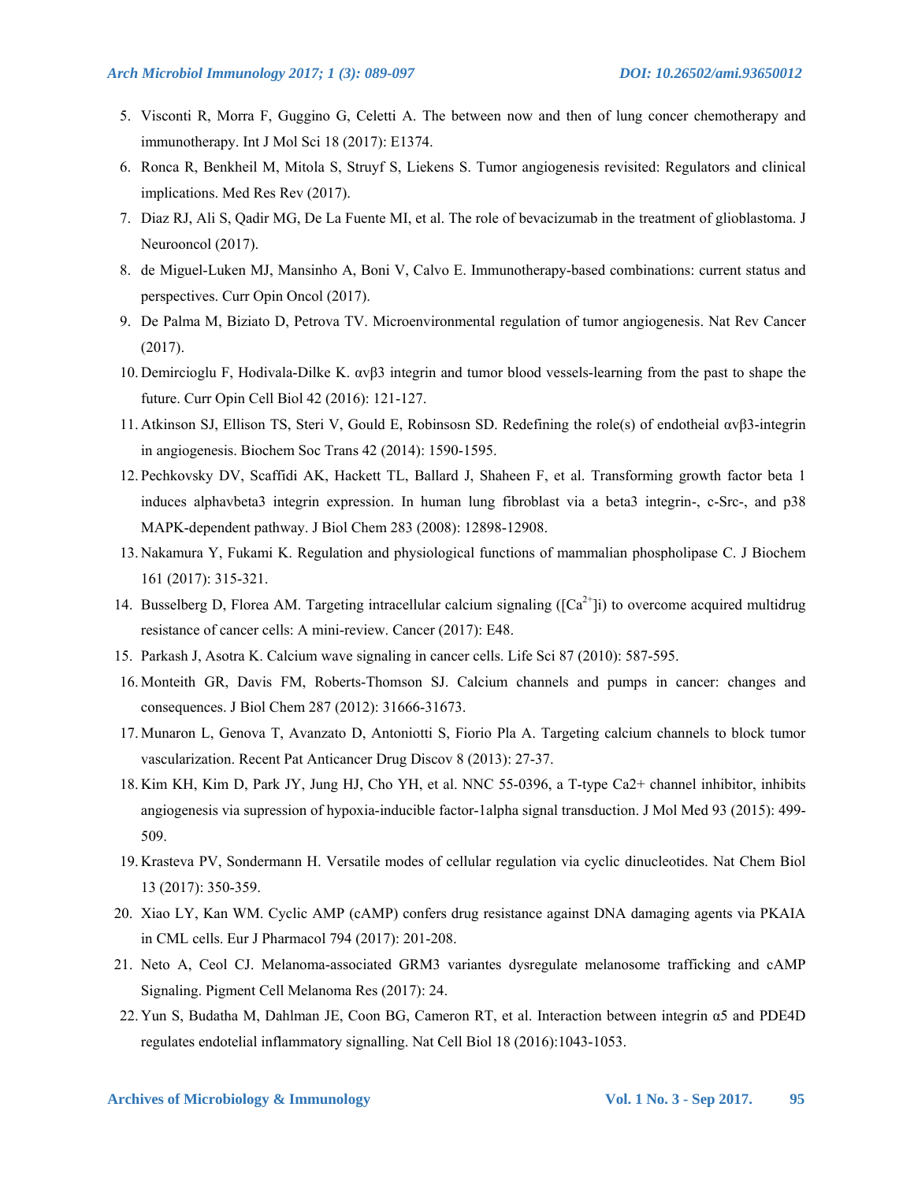5. Visconti R, Morra F, Guggino G, Celetti A. The between now and then of lung concer chemotherapy and immunotherapy. Int J Mol Sci 18 (2017): E1374.
6. Ronca R, Benkheil M, Mitola S, Struyf S, Liekens S. Tumor angiogenesis revisited: Regulators and clinical implications. Med Res Rev (2017).
7. Diaz RJ, Ali S, Qadir MG, De La Fuente MI, et al. The role of bevacizumab in the treatment of glioblastoma. J Neurooncol (2017).
8. de Miguel-Luken MJ, Mansinho A, Boni V, Calvo E. Immunotherapy-based combinations: current status and perspectives. Curr Opin Oncol (2017).
9. De Palma M, Biziato D, Petrova TV. Microenvironmental regulation of tumor angiogenesis. Nat Rev Cancer (2017).
10. Demircioglu F, Hodivala-Dilke K. αvβ3 integrin and tumor blood vessels-learning from the past to shape the future. Curr Opin Cell Biol 42 (2016): 121-127.
11. Atkinson SJ, Ellison TS, Steri V, Gould E, Robinsosn SD. Redefining the role(s) of endotheial αvβ3-integrin in angiogenesis. Biochem Soc Trans 42 (2014): 1590-1595.
12. Pechkovsky DV, Scaffidi AK, Hackett TL, Ballard J, Shaheen F, et al. Transforming growth factor beta 1 induces alphavbeta3 integrin expression. In human lung fibroblast via a beta3 integrin-, c-Src-, and p38 MAPK-dependent pathway. J Biol Chem 283 (2008): 12898-12908.
13. Nakamura Y, Fukami K. Regulation and physiological functions of mammalian phospholipase C. J Biochem 161 (2017): 315-321.
14. Busselberg D, Florea AM. Targeting intracellular calcium signaling ($[Ca^{2+}]$i) to overcome acquired multidrug resistance of cancer cells: A mini-review. Cancer (2017): E48.
15. Parkash J, Asotra K. Calcium wave signaling in cancer cells. Life Sci 87 (2010): 587-595.
16. Monteith GR, Davis FM, Roberts-Thomson SJ. Calcium channels and pumps in cancer: changes and consequences. J Biol Chem 287 (2012): 31666-31673.
17. Munaron L, Genova T, Avanzato D, Antoniotti S, Fiorio Pla A. Targeting calcium channels to block tumor vascularization. Recent Pat Anticancer Drug Discov 8 (2013): 27-37.
18. Kim KH, Kim D, Park JY, Jung HJ, Cho YH, et al. NNC 55-0396, a T-type Ca2+ channel inhibitor, inhibits angiogenesis via supression of hypoxia-inducible factor-1alpha signal transduction. J Mol Med 93 (2015): 499-509.
19. Krasteva PV, Sondermann H. Versatile modes of cellular regulation via cyclic dinucleotides. Nat Chem Biol 13 (2017): 350-359.
20. Xiao LY, Kan WM. Cyclic AMP (cAMP) confers drug resistance against DNA damaging agents via PKAIA in CML cells. Eur J Pharmacol 794 (2017): 201-208.
21. Neto A, Ceol CJ. Melanoma-associated GRM3 variantes dysregulate melanosome trafficking and cAMP Signaling. Pigment Cell Melanoma Res (2017): 24.
22. Yun S, Budatha M, Dahlman JE, Coon BG, Cameron RT, et al. Interaction between integrin α5 and PDE4D regulates endotelial inflammatory signalling. Nat Cell Biol 18 (2016):1043-1053.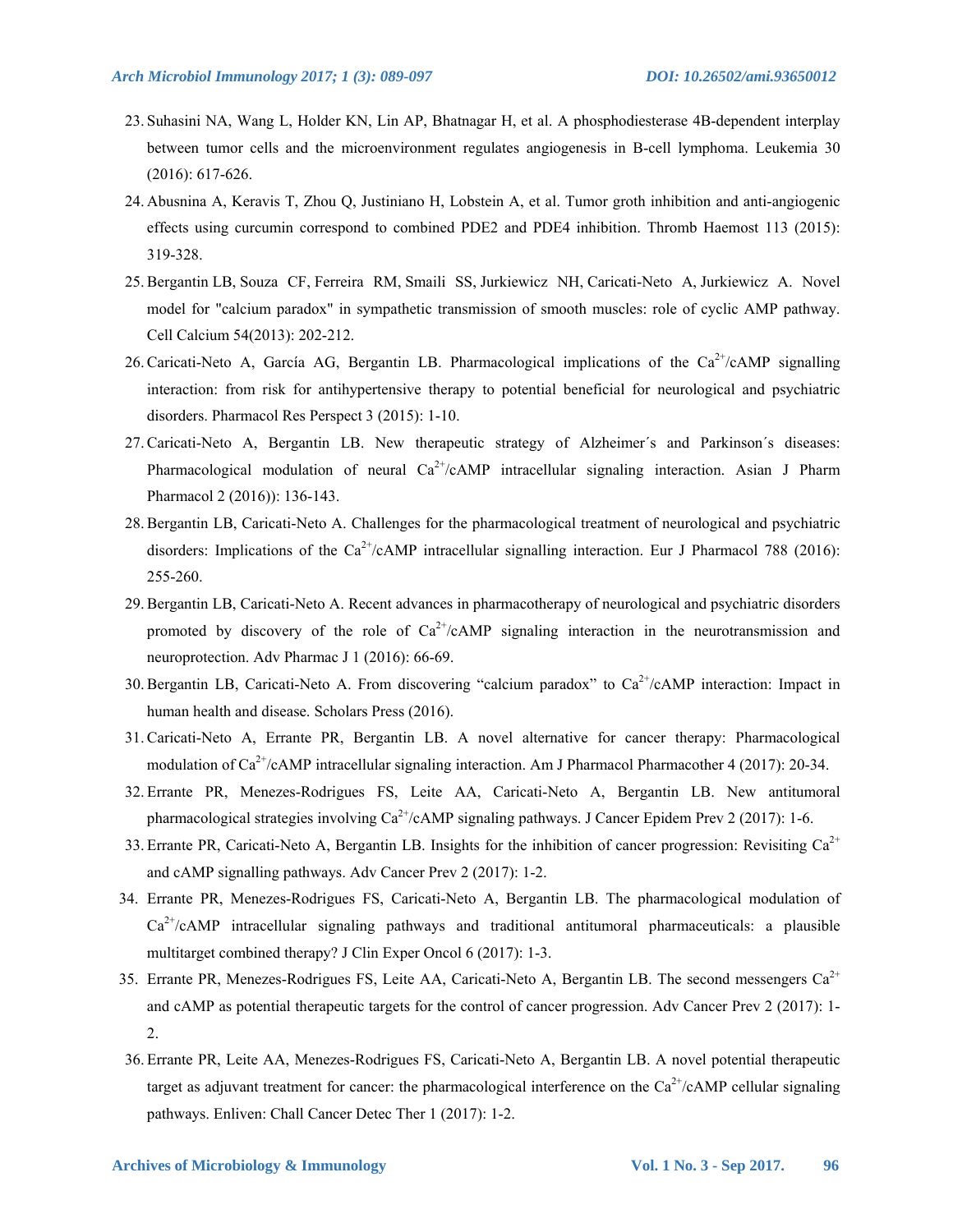23. Suhasini NA, Wang L, Holder KN, Lin AP, Bhatnagar H, et al. A phosphodiesterase 4B-dependent interplay between tumor cells and the microenvironment regulates angiogenesis in B-cell lymphoma. Leukemia 30 (2016): 617-626.
24. Abusnina A, Keravis T, Zhou Q, Justiniano H, Lobstein A, et al. Tumor groth inhibition and anti-angiogenic effects using curcumin correspond to combined PDE2 and PDE4 inhibition. Thromb Haemost 113 (2015): 319-328.
25. Bergantin LB, Souza CF, Ferreira RM, Smaili SS, Jurkiewicz NH, Caricati-Neto A, Jurkiewicz A. Novel model for "calcium paradox" in sympathetic transmission of smooth muscles: role of cyclic AMP pathway. Cell Calcium 54(2013): 202-212.
26. Caricati-Neto A, García AG, Bergantin LB. Pharmacological implications of the $Ca^{2+}$/cAMP signalling interaction: from risk for antihypertensive therapy to potential beneficial for neurological and psychiatric disorders. Pharmacol Res Perspect 3 (2015): 1-10.
27. Caricati-Neto A, Bergantin LB. New therapeutic strategy of Alzheimer´s and Parkinson´s diseases: Pharmacological modulation of neural $Ca^{2+}$/cAMP intracellular signaling interaction. Asian J Pharm Pharmacol 2 (2016)): 136-143.
28. Bergantin LB, Caricati-Neto A. Challenges for the pharmacological treatment of neurological and psychiatric disorders: Implications of the $Ca^{2+}$/cAMP intracellular signalling interaction. Eur J Pharmacol 788 (2016): 255-260.
29. Bergantin LB, Caricati-Neto A. Recent advances in pharmacotherapy of neurological and psychiatric disorders promoted by discovery of the role of $Ca^{2+}$/cAMP signaling interaction in the neurotransmission and neuroprotection. Adv Pharmac J 1 (2016): 66-69.
30. Bergantin LB, Caricati-Neto A. From discovering "calcium paradox" to $Ca^{2+}$/cAMP interaction: Impact in human health and disease. Scholars Press (2016).
31. Caricati-Neto A, Errante PR, Bergantin LB. A novel alternative for cancer therapy: Pharmacological modulation of $Ca^{2+}$/cAMP intracellular signaling interaction. Am J Pharmacol Pharmacother 4 (2017): 20-34.
32. Errante PR, Menezes-Rodrigues FS, Leite AA, Caricati-Neto A, Bergantin LB. New antitumoral pharmacological strategies involving $Ca^{2+}$/cAMP signaling pathways. J Cancer Epidem Prev 2 (2017): 1-6.
33. Errante PR, Caricati-Neto A, Bergantin LB. Insights for the inhibition of cancer progression: Revisiting $Ca^{2+}$ and cAMP signalling pathways. Adv Cancer Prev 2 (2017): 1-2.
34. Errante PR, Menezes-Rodrigues FS, Caricati-Neto A, Bergantin LB. The pharmacological modulation of $Ca^{2+}$/cAMP intracellular signaling pathways and traditional antitumoral pharmaceuticals: a plausible multitarget combined therapy? J Clin Exper Oncol 6 (2017): 1-3.
35. Errante PR, Menezes-Rodrigues FS, Leite AA, Caricati-Neto A, Bergantin LB. The second messengers $Ca^{2+}$ and cAMP as potential therapeutic targets for the control of cancer progression. Adv Cancer Prev 2 (2017): 1-2.
36. Errante PR, Leite AA, Menezes-Rodrigues FS, Caricati-Neto A, Bergantin LB. A novel potential therapeutic target as adjuvant treatment for cancer: the pharmacological interference on the $Ca^{2+}$/cAMP cellular signaling pathways. Enliven: Chall Cancer Detec Ther 1 (2017): 1-2.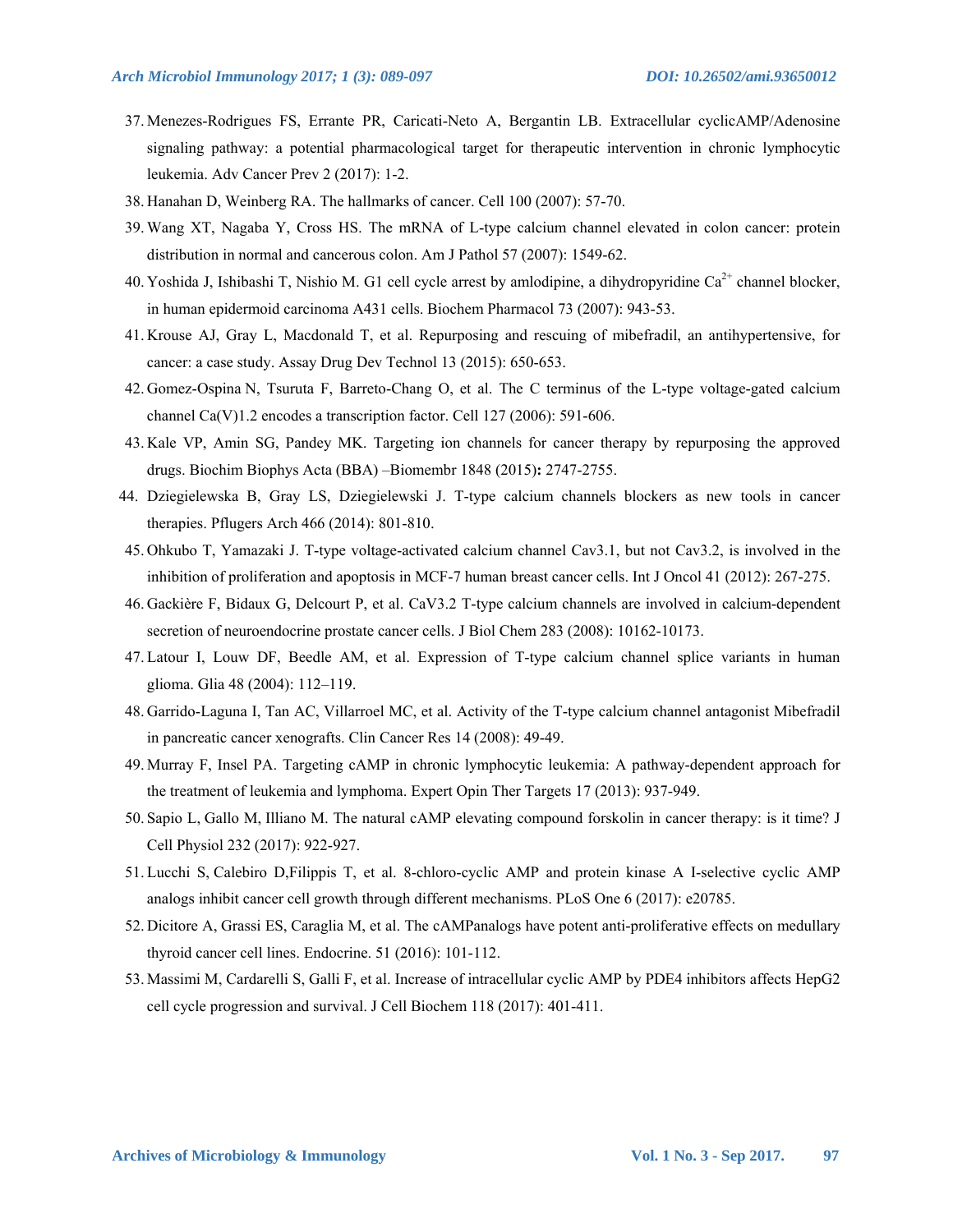37. Menezes-Rodrigues FS, Errante PR, Caricati-Neto A, Bergantin LB. Extracellular cyclicAMP/Adenosine signaling pathway: a potential pharmacological target for therapeutic intervention in chronic lymphocytic leukemia. Adv Cancer Prev 2 (2017): 1-2.
38. Hanahan D, Weinberg RA. The hallmarks of cancer. Cell 100 (2007): 57-70.
39. Wang XT, Nagaba Y, Cross HS. The mRNA of L-type calcium channel elevated in colon cancer: protein distribution in normal and cancerous colon. Am J Pathol 57 (2007): 1549-62.
40. Yoshida J, Ishibashi T, Nishio M. G1 cell cycle arrest by amlodipine, a dihydropyridine $Ca^{2+}$ channel blocker, in human epidermoid carcinoma A431 cells. Biochem Pharmacol 73 (2007): 943-53.
41. Krouse AJ, Gray L, Macdonald T, et al. Repurposing and rescuing of mibefradil, an antihypertensive, for cancer: a case study. Assay Drug Dev Technol 13 (2015): 650-653.
42. Gomez-Ospina N, Tsuruta F, Barreto-Chang O, et al. The C terminus of the L-type voltage-gated calcium channel Ca(V)1.2 encodes a transcription factor. Cell 127 (2006): 591-606.
43. Kale VP, Amin SG, Pandey MK. Targeting ion channels for cancer therapy by repurposing the approved drugs. Biochim Biophys Acta (BBA) –Biomembr 1848 (2015)**:** 2747-2755.
44. Dziegielewska B, Gray LS, Dziegielewski J. T-type calcium channels blockers as new tools in cancer therapies. Pflugers Arch 466 (2014): 801-810.
45. Ohkubo T, Yamazaki J. T-type voltage-activated calcium channel Cav3.1, but not Cav3.2, is involved in the inhibition of proliferation and apoptosis in MCF-7 human breast cancer cells. Int J Oncol 41 (2012): 267-275.
46. Gackière F, Bidaux G, Delcourt P, et al. CaV3.2 T-type calcium channels are involved in calcium-dependent secretion of neuroendocrine prostate cancer cells. J Biol Chem 283 (2008): 10162-10173.
47. Latour I, Louw DF, Beedle AM, et al. Expression of T-type calcium channel splice variants in human glioma. Glia 48 (2004): 112–119.
48. Garrido-Laguna I, Tan AC, Villarroel MC, et al. Activity of the T-type calcium channel antagonist Mibefradil in pancreatic cancer xenografts. Clin Cancer Res 14 (2008): 49-49.
49. Murray F, Insel PA. Targeting cAMP in chronic lymphocytic leukemia: A pathway-dependent approach for the treatment of leukemia and lymphoma. Expert Opin Ther Targets 17 (2013): 937-949.
50. Sapio L, Gallo M, Illiano M. The natural cAMP elevating compound forskolin in cancer therapy: is it time? J Cell Physiol 232 (2017): 922-927.
51. Lucchi S, Calebiro D,Filippis T, et al. 8-chloro-cyclic AMP and protein kinase A I-selective cyclic AMP analogs inhibit cancer cell growth through different mechanisms. PLoS One 6 (2017): e20785.
52. Dicitore A, Grassi ES, Caraglia M, et al. The cAMPanalogs have potent anti-proliferative effects on medullary thyroid cancer cell lines. Endocrine. 51 (2016): 101-112.
53. Massimi M, Cardarelli S, Galli F, et al. Increase of intracellular cyclic AMP by PDE4 inhibitors affects HepG2 cell cycle progression and survival. J Cell Biochem 118 (2017): 401-411.